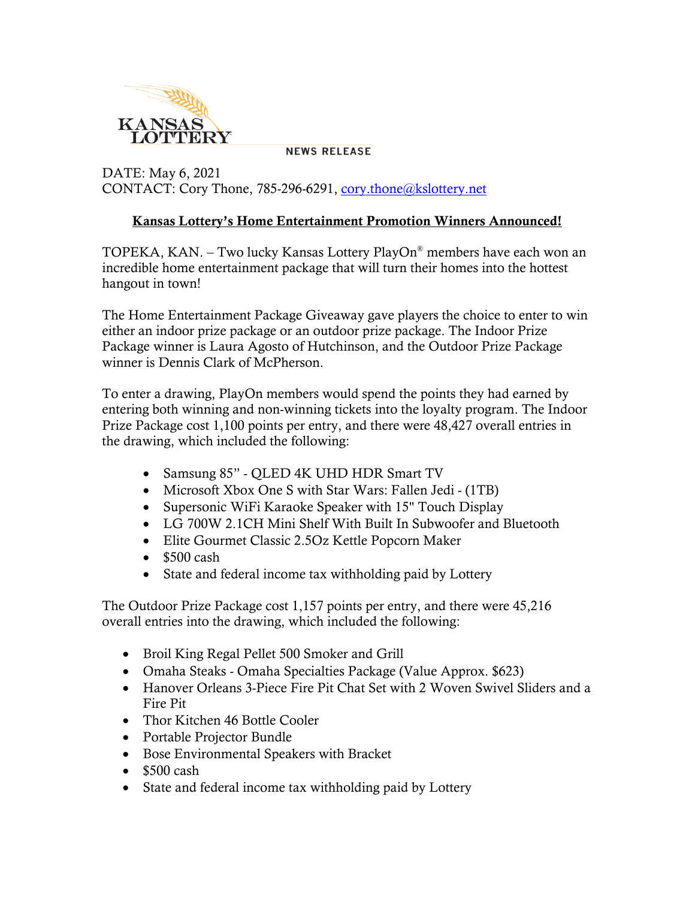KANSAS LOTTERY

NEWS RELEASE

DATE: May 6, 2021
CONTACT: Cory Thone, 785-296-6291, cory.thone@kslottery.net

## Kansas Lottery's Home Entertainment Promotion Winners Announced!

TOPEKA, KAN. – Two lucky Kansas Lottery PlayOn® members have each won an incredible home entertainment package that will turn their homes into the hottest hangout in town!

The Home Entertainment Package Giveaway gave players the choice to enter to win either an indoor prize package or an outdoor prize package. The Indoor Prize Package winner is Laura Agosto of Hutchinson, and the Outdoor Prize Package winner is Dennis Clark of McPherson.

To enter a drawing, PlayOn members would spend the points they had earned by entering both winning and non-winning tickets into the loyalty program. The Indoor Prize Package cost 1,100 points per entry, and there were 48,427 overall entries in the drawing, which included the following:

- Samsung 85" - QLED 4K UHD HDR Smart TV
- Microsoft Xbox One S with Star Wars: Fallen Jedi - (1TB)
- Supersonic WiFi Karaoke Speaker with 15" Touch Display
- LG 700W 2.1CH Mini Shelf With Built In Subwoofer and Bluetooth
- Elite Gourmet Classic 2.5Oz Kettle Popcorn Maker
- $500 cash
- State and federal income tax withholding paid by Lottery

The Outdoor Prize Package cost 1,157 points per entry, and there were 45,216 overall entries into the drawing, which included the following:

- Broil King Regal Pellet 500 Smoker and Grill
- Omaha Steaks - Omaha Specialties Package (Value Approx. $623)
- Hanover Orleans 3-Piece Fire Pit Chat Set with 2 Woven Swivel Sliders and a Fire Pit
- Thor Kitchen 46 Bottle Cooler
- Portable Projector Bundle
- Bose Environmental Speakers with Bracket
- $500 cash
- State and federal income tax withholding paid by Lottery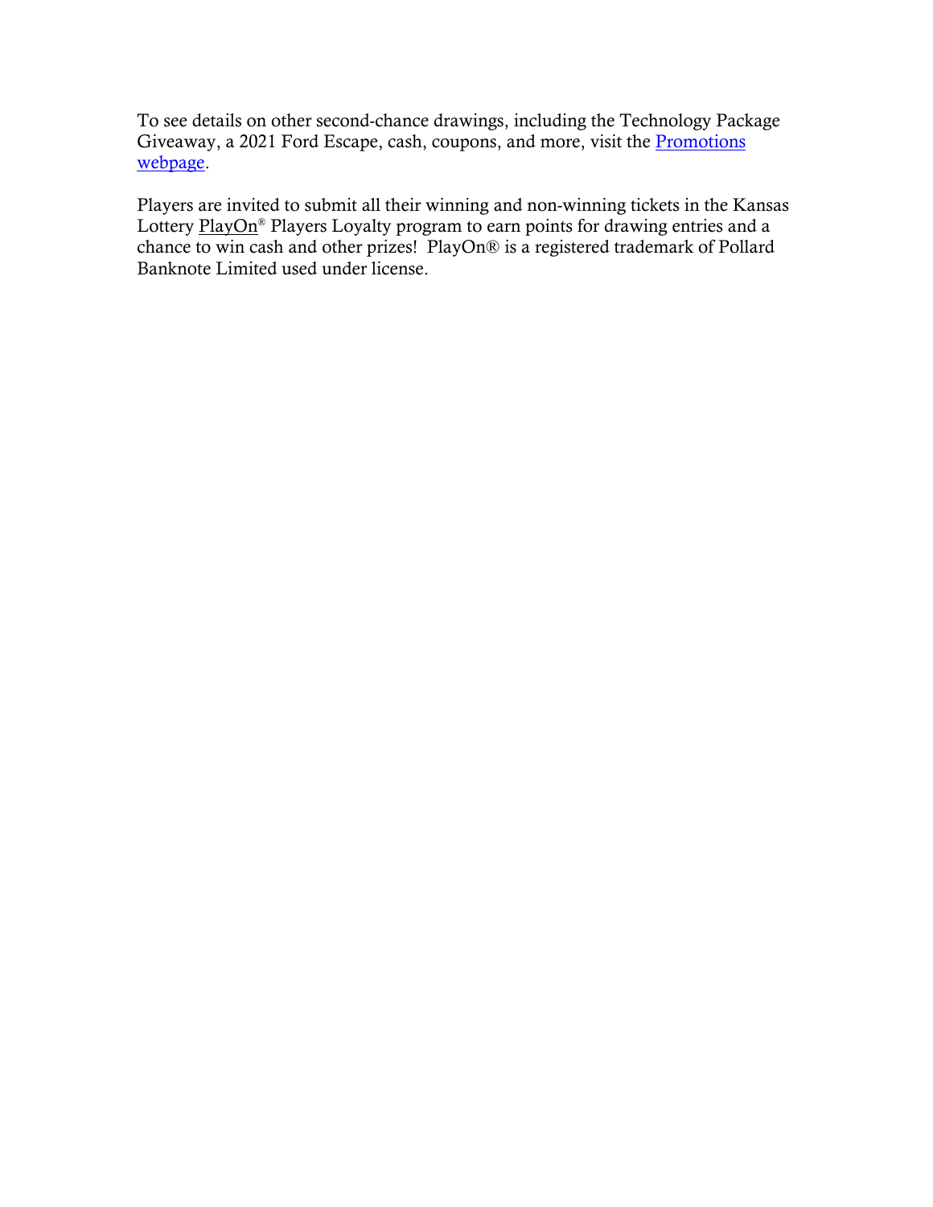To see details on other second-chance drawings, including the Technology Package Giveaway, a 2021 Ford Escape, cash, coupons, and more, visit the [Promotions webpage]().

Players are invited to submit all their winning and non-winning tickets in the Kansas Lottery PlayOn® Players Loyalty program to earn points for drawing entries and a chance to win cash and other prizes! PlayOn® is a registered trademark of Pollard Banknote Limited used under license.